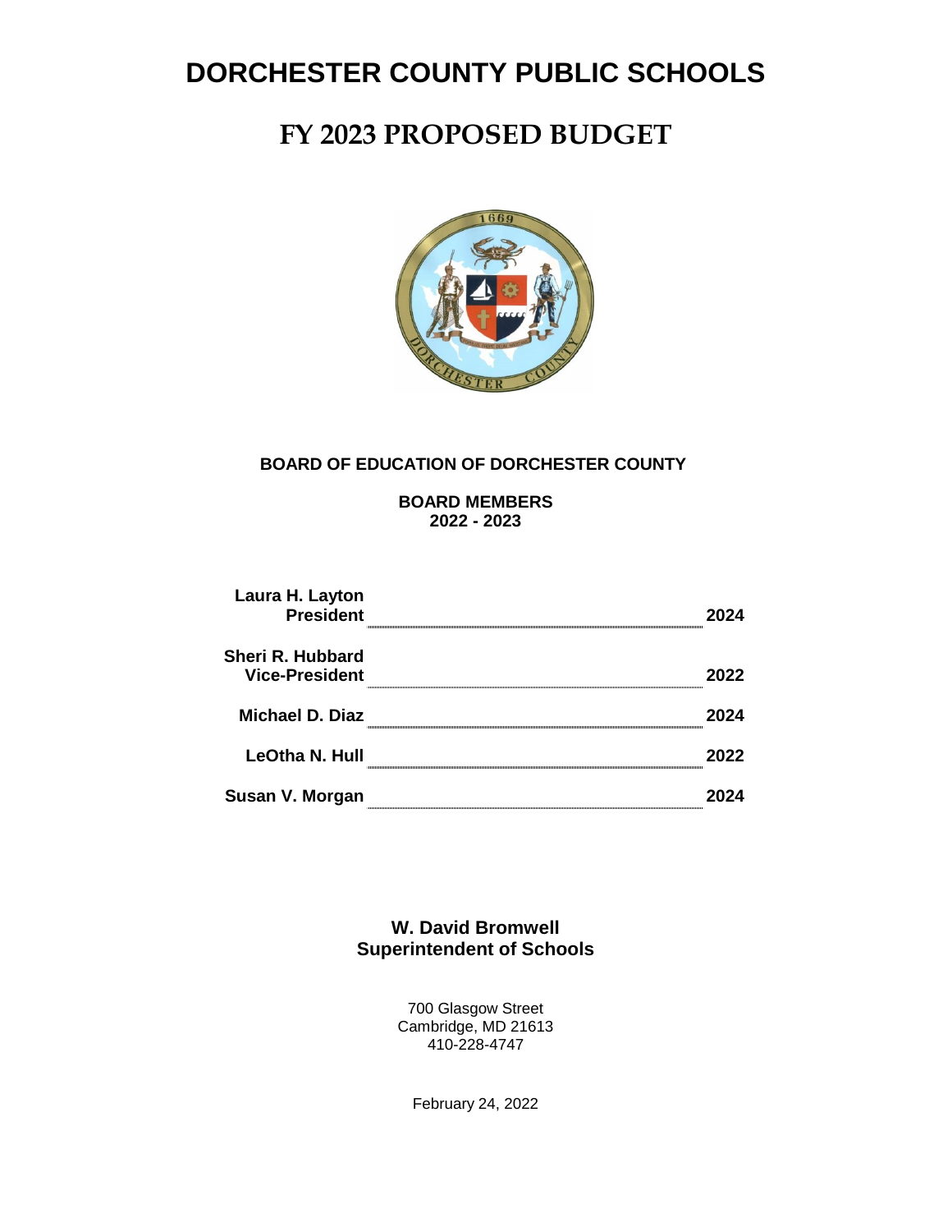# DORCHESTER COUNTY PUBLIC SCHOOLS

# FY 2023 PROPOSED BUDGET

**BOARD OF EDUCATION OF DORCHESTER COUNTY**

**BOARD MEMBERS**
**2022 - 2023**

| | |
|---|---|
| **Laura H. Layton**<br>**President** | **2024** |
| **Sheri R. Hubbard**<br>**Vice-President** | **2022** |
| **Michael D. Diaz** | **2024** |
| **LeOtha N. Hull** | **2022** |
| **Susan V. Morgan** | **2024** |

**W. David Bromwell**
**Superintendent of Schools**

700 Glasgow Street
Cambridge, MD 21613
410-228-4747

February 24, 2022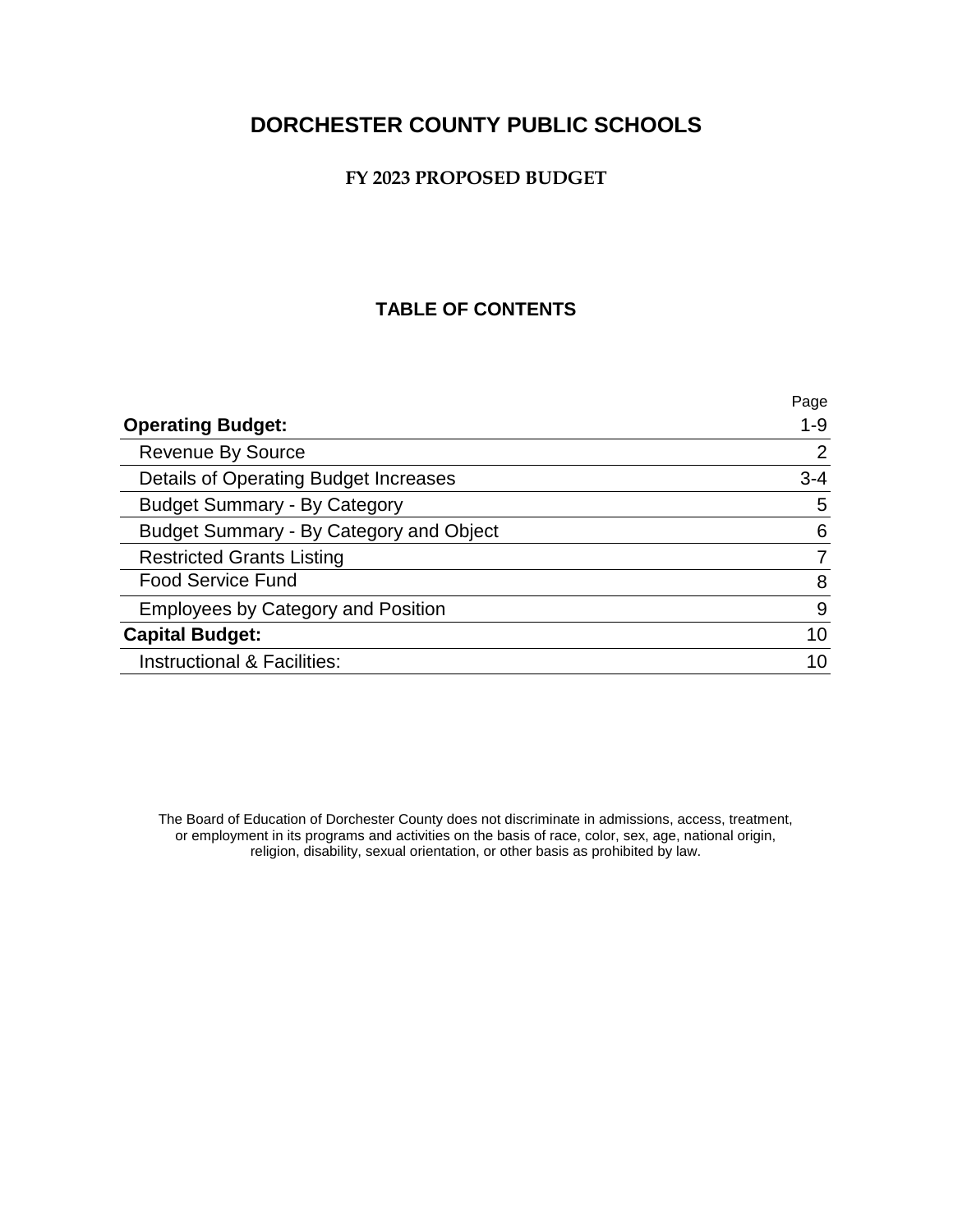# DORCHESTER COUNTY PUBLIC SCHOOLS

## FY 2023 PROPOSED BUDGET

### TABLE OF CONTENTS

| | Page |
|---|---|
| **Operating Budget:** | 1-9 |
| Revenue By Source | 2 |
| Details of Operating Budget Increases | 3-4 |
| Budget Summary - By Category | 5 |
| Budget Summary - By Category and Object | 6 |
| Restricted Grants Listing | 7 |
| Food Service Fund | 8 |
| Employees by Category and Position | 9 |
| **Capital Budget:** | 10 |
| Instructional & Facilities: | 10 |

The Board of Education of Dorchester County does not discriminate in admissions, access, treatment, or employment in its programs and activities on the basis of race, color, sex, age, national origin, religion, disability, sexual orientation, or other basis as prohibited by law.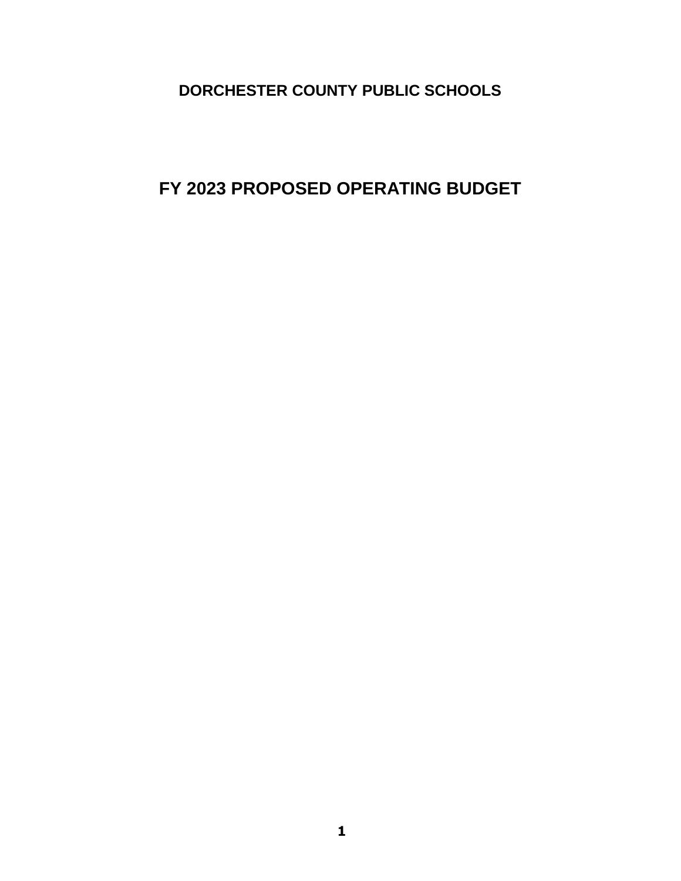# DORCHESTER COUNTY PUBLIC SCHOOLS

# FY 2023 PROPOSED OPERATING BUDGET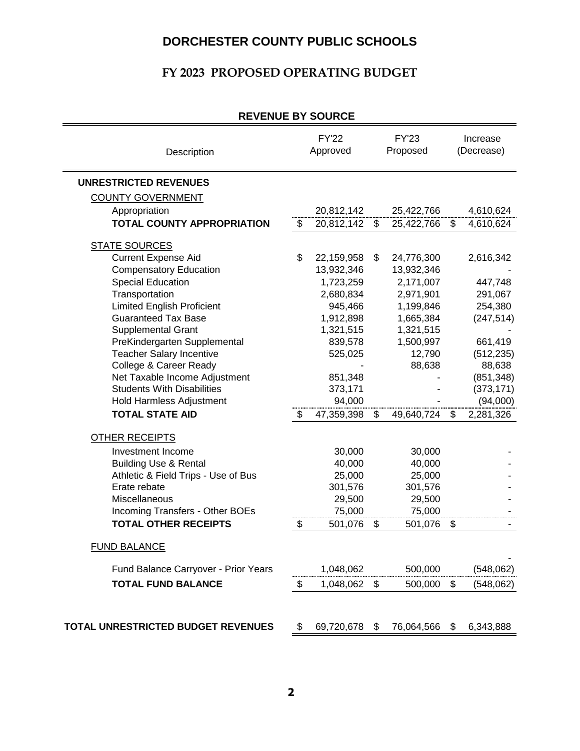# DORCHESTER COUNTY PUBLIC SCHOOLS

## FY 2023 PROPOSED OPERATING BUDGET

### REVENUE BY SOURCE

| Description | FY'22 Approved | FY'23 Proposed | Increase (Decrease) |
|---|---|---|---|
| **UNRESTRICTED REVENUES** | | | |
| COUNTY GOVERNMENT | | | |
| Appropriation | 20,812,142 | 25,422,766 | 4,610,624 |
| **TOTAL COUNTY APPROPRIATION** | $ 20,812,142 | $ 25,422,766 | $ 4,610,624 |
| STATE SOURCES | | | |
| Current Expense Aid | $ 22,159,958 | $ 24,776,300 | 2,616,342 |
| Compensatory Education | 13,932,346 | 13,932,346 | - |
| Special Education | 1,723,259 | 2,171,007 | 447,748 |
| Transportation | 2,680,834 | 2,971,901 | 291,067 |
| Limited English Proficient | 945,466 | 1,199,846 | 254,380 |
| Guaranteed Tax Base | 1,912,898 | 1,665,384 | (247,514) |
| Supplemental Grant | 1,321,515 | 1,321,515 | - |
| PreKindergarten Supplemental | 839,578 | 1,500,997 | 661,419 |
| Teacher Salary Incentive | 525,025 | 12,790 | (512,235) |
| College & Career Ready | - | 88,638 | 88,638 |
| Net Taxable Income Adjustment | 851,348 | - | (851,348) |
| Students With Disabilities | 373,171 | - | (373,171) |
| Hold Harmless Adjustment | 94,000 | - | (94,000) |
| **TOTAL STATE AID** | $ 47,359,398 | $ 49,640,724 | $ 2,281,326 |
| OTHER RECEIPTS | | | |
| Investment Income | 30,000 | 30,000 | - |
| Building Use & Rental | 40,000 | 40,000 | - |
| Athletic & Field Trips - Use of Bus | 25,000 | 25,000 | - |
| Erate rebate | 301,576 | 301,576 | - |
| Miscellaneous | 29,500 | 29,500 | - |
| Incoming Transfers - Other BOEs | 75,000 | 75,000 | - |
| **TOTAL OTHER RECEIPTS** | $ 501,076 | $ 501,076 | $ - |
| FUND BALANCE | | | - |
| Fund Balance Carryover - Prior Years | 1,048,062 | 500,000 | (548,062) |
| **TOTAL FUND BALANCE** | $ 1,048,062 | $ 500,000 | $ (548,062) |
| **TOTAL UNRESTRICTED BUDGET REVENUES** | $ 69,720,678 | $ 76,064,566 | $ 6,343,888 |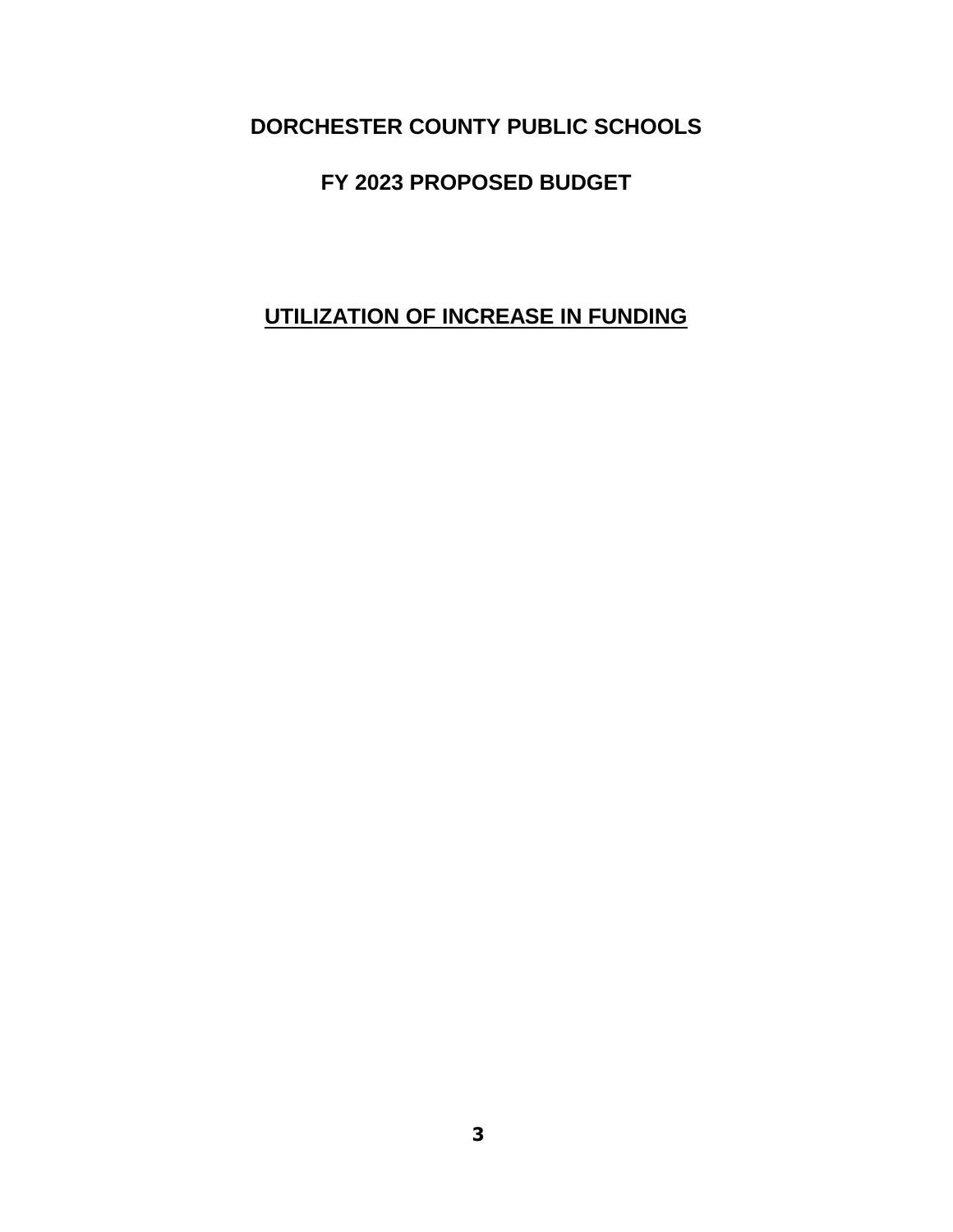# DORCHESTER COUNTY PUBLIC SCHOOLS

## FY 2023 PROPOSED BUDGET

## UTILIZATION OF INCREASE IN FUNDING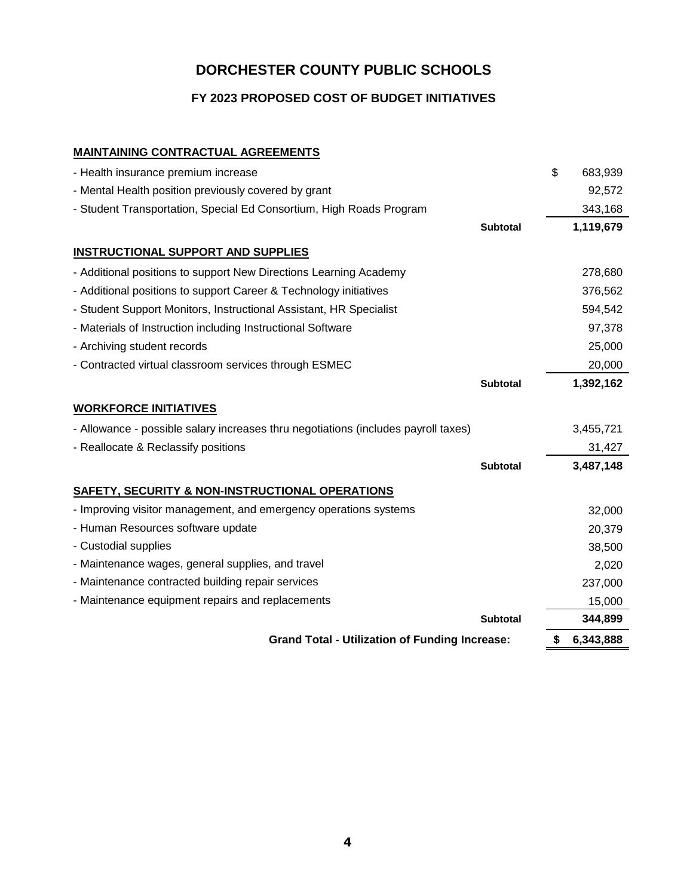# DORCHESTER COUNTY PUBLIC SCHOOLS

## FY 2023 PROPOSED COST OF BUDGET INITIATIVES

| Item | | Amount |
|---|---|---|
| **MAINTAINING CONTRACTUAL AGREEMENTS** | | |
| - Health insurance premium increase | | $ 683,939 |
| - Mental Health position previously covered by grant | | 92,572 |
| - Student Transportation, Special Ed Consortium, High Roads Program | | 343,168 |
| | **Subtotal** | **1,119,679** |
| **INSTRUCTIONAL SUPPORT AND SUPPLIES** | | |
| - Additional positions to support New Directions Learning Academy | | 278,680 |
| - Additional positions to support Career & Technology initiatives | | 376,562 |
| - Student Support Monitors, Instructional Assistant, HR Specialist | | 594,542 |
| - Materials of Instruction including Instructional Software | | 97,378 |
| - Archiving student records | | 25,000 |
| - Contracted virtual classroom services through ESMEC | | 20,000 |
| | **Subtotal** | **1,392,162** |
| **WORKFORCE INITIATIVES** | | |
| - Allowance - possible salary increases thru negotiations (includes payroll taxes) | | 3,455,721 |
| - Reallocate & Reclassify positions | | 31,427 |
| | **Subtotal** | **3,487,148** |
| **SAFETY, SECURITY & NON-INSTRUCTIONAL OPERATIONS** | | |
| - Improving visitor management, and emergency operations systems | | 32,000 |
| - Human Resources software update | | 20,379 |
| - Custodial supplies | | 38,500 |
| - Maintenance wages, general supplies, and travel | | 2,020 |
| - Maintenance contracted building repair services | | 237,000 |
| - Maintenance equipment repairs and replacements | | 15,000 |
| | **Subtotal** | **344,899** |
| **Grand Total - Utilization of Funding Increase:** | | **$ 6,343,888** |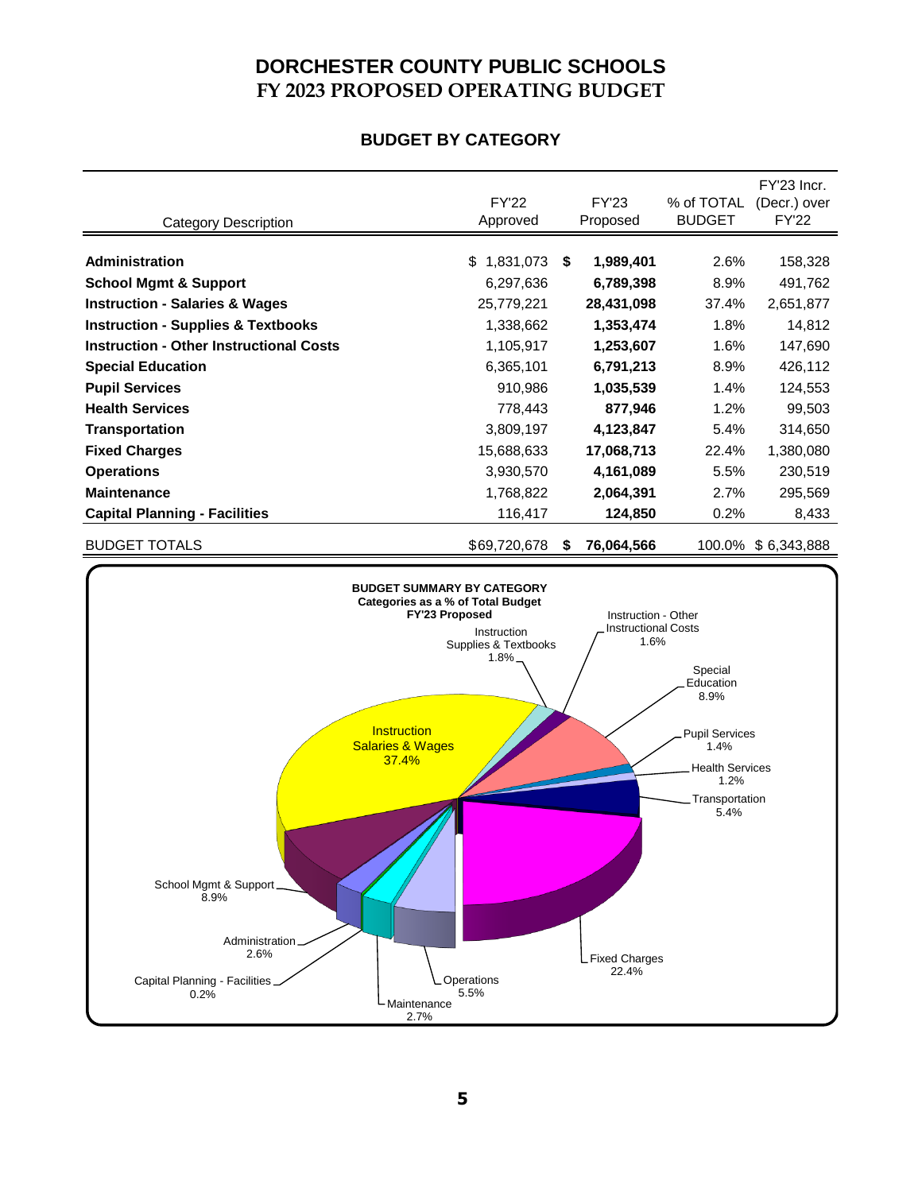# DORCHESTER COUNTY PUBLIC SCHOOLS
# FY 2023 PROPOSED OPERATING BUDGET

## BUDGET BY CATEGORY

| Category Description | FY'22 Approved | FY'23 Proposed | % of TOTAL BUDGET | FY'23 Incr. (Decr.) over FY'22 |
|---|---|---|---|---|
| **Administration** | $ 1,831,073 | **$ 1,989,401** | 2.6% | 158,328 |
| **School Mgmt & Support** | 6,297,636 | **6,789,398** | 8.9% | 491,762 |
| **Instruction - Salaries & Wages** | 25,779,221 | **28,431,098** | 37.4% | 2,651,877 |
| **Instruction - Supplies & Textbooks** | 1,338,662 | **1,353,474** | 1.8% | 14,812 |
| **Instruction - Other Instructional Costs** | 1,105,917 | **1,253,607** | 1.6% | 147,690 |
| **Special Education** | 6,365,101 | **6,791,213** | 8.9% | 426,112 |
| **Pupil Services** | 910,986 | **1,035,539** | 1.4% | 124,553 |
| **Health Services** | 778,443 | **877,946** | 1.2% | 99,503 |
| **Transportation** | 3,809,197 | **4,123,847** | 5.4% | 314,650 |
| **Fixed Charges** | 15,688,633 | **17,068,713** | 22.4% | 1,380,080 |
| **Operations** | 3,930,570 | **4,161,089** | 5.5% | 230,519 |
| **Maintenance** | 1,768,822 | **2,064,391** | 2.7% | 295,569 |
| **Capital Planning - Facilities** | 116,417 | **124,850** | 0.2% | 8,433 |
| BUDGET TOTALS | $69,720,678 | **$ 76,064,566** | 100.0% | $ 6,343,888 |

**BUDGET SUMMARY BY CATEGORY**
**Categories as a % of Total Budget**
**FY'23 Proposed**

- Instruction Salaries & Wages: 37.4%
- Fixed Charges: 22.4%
- School Mgmt & Support: 8.9%
- Special Education: 8.9%
- Operations: 5.5%
- Transportation: 5.4%
- Maintenance: 2.7%
- Administration: 2.6%
- Instruction Supplies & Textbooks: 1.8%
- Instruction - Other Instructional Costs: 1.6%
- Pupil Services: 1.4%
- Health Services: 1.2%
- Capital Planning - Facilities: 0.2%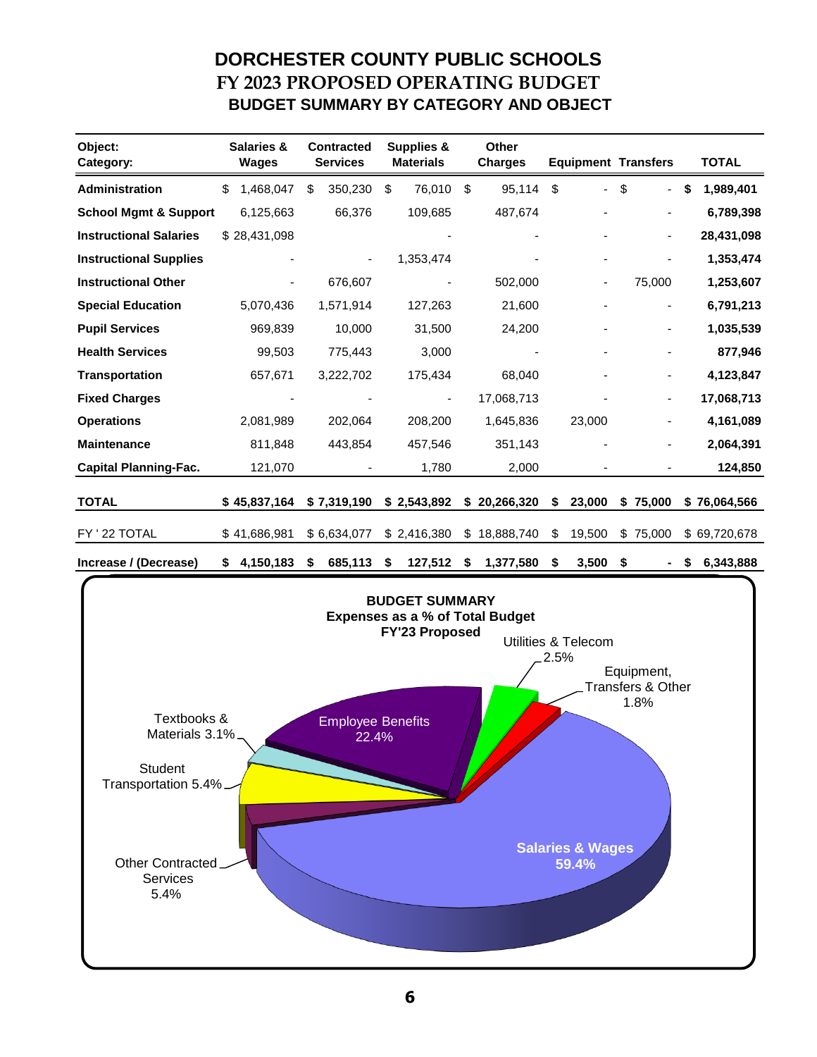# DORCHESTER COUNTY PUBLIC SCHOOLS
## FY 2023 PROPOSED OPERATING BUDGET
### BUDGET SUMMARY BY CATEGORY AND OBJECT

| Object: Category: | Salaries & Wages | Contracted Services | Supplies & Materials | Other Charges | Equipment | Transfers | TOTAL |
|---|---|---|---|---|---|---|---|
| **Administration** | $ 1,468,047 | $ 350,230 | $ 76,010 | $ 95,114 | $ - | $ - | **$ 1,989,401** |
| **School Mgmt & Support** | 6,125,663 | 66,376 | 109,685 | 487,674 | - | - | **6,789,398** |
| **Instructional Salaries** | $ 28,431,098 | | - | - | - | - | **28,431,098** |
| **Instructional Supplies** | - | - | 1,353,474 | - | - | - | **1,353,474** |
| **Instructional Other** | - | 676,607 | - | 502,000 | - | 75,000 | **1,253,607** |
| **Special Education** | 5,070,436 | 1,571,914 | 127,263 | 21,600 | - | - | **6,791,213** |
| **Pupil Services** | 969,839 | 10,000 | 31,500 | 24,200 | - | - | **1,035,539** |
| **Health Services** | 99,503 | 775,443 | 3,000 | - | - | - | **877,946** |
| **Transportation** | 657,671 | 3,222,702 | 175,434 | 68,040 | - | - | **4,123,847** |
| **Fixed Charges** | - | - | - | 17,068,713 | - | - | **17,068,713** |
| **Operations** | 2,081,989 | 202,064 | 208,200 | 1,645,836 | 23,000 | - | **4,161,089** |
| **Maintenance** | 811,848 | 443,854 | 457,546 | 351,143 | - | - | **2,064,391** |
| **Capital Planning-Fac.** | 121,070 | - | 1,780 | 2,000 | - | - | **124,850** |
| **TOTAL** | **$ 45,837,164** | **$ 7,319,190** | **$ 2,543,892** | **$ 20,266,320** | **$ 23,000** | **$ 75,000** | **$ 76,064,566** |
| FY ' 22 TOTAL | $ 41,686,981 | $ 6,634,077 | $ 2,416,380 | $ 18,888,740 | $ 19,500 | $ 75,000 | $ 69,720,678 |
| **Increase / (Decrease)** | **$ 4,150,183** | **$ 685,113** | **$ 127,512** | **$ 1,377,580** | **$ 3,500** | **$ -** | **$ 6,343,888** |

**BUDGET SUMMARY**
**Expenses as a % of Total Budget**
**FY'23 Proposed**

| Category | % |
|---|---|
| Salaries & Wages | 59.4% |
| Employee Benefits | 22.4% |
| Student Transportation | 5.4% |
| Other Contracted Services | 5.4% |
| Textbooks & Materials | 3.1% |
| Utilities & Telecom | 2.5% |
| Equipment, Transfers & Other | 1.8% |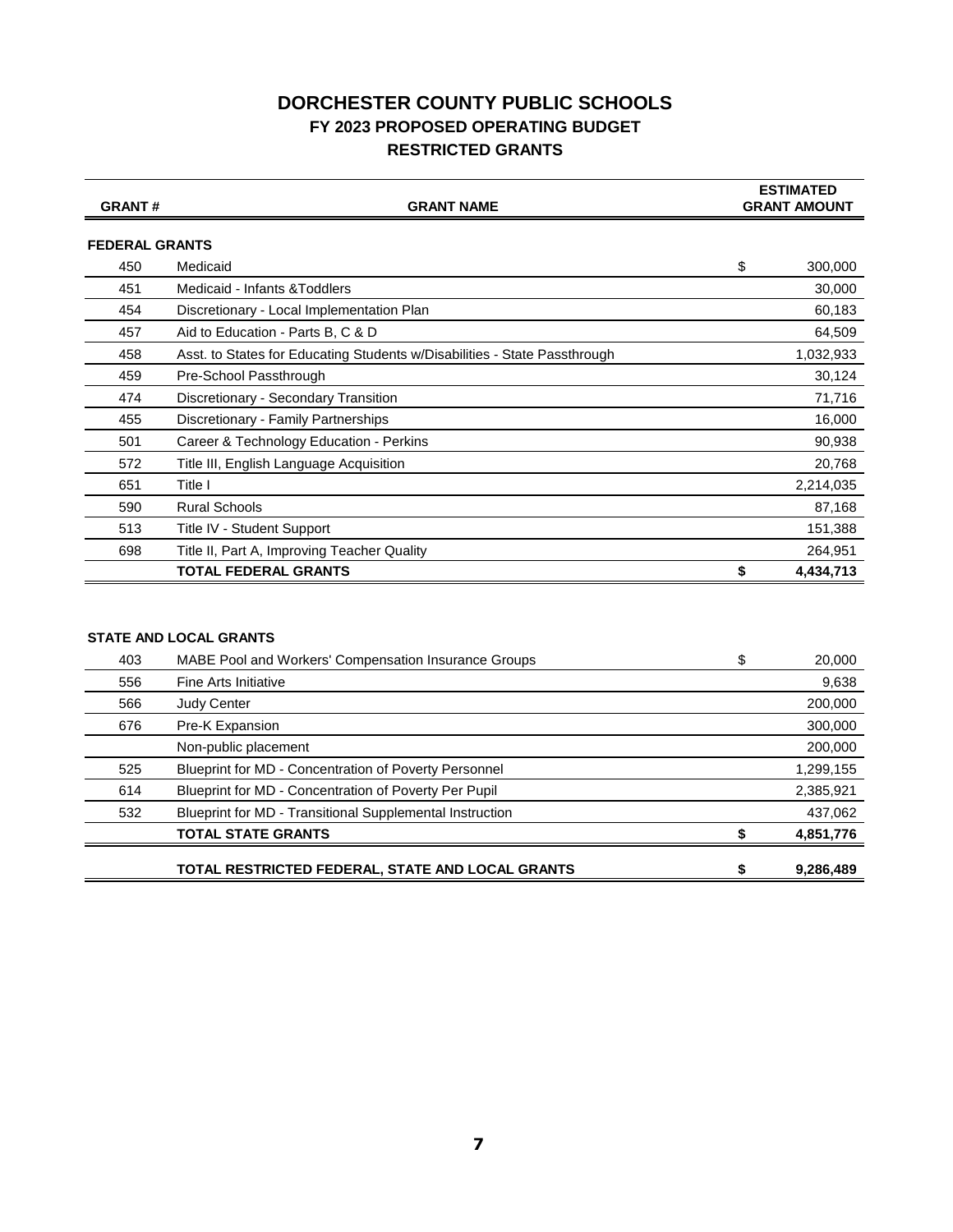# DORCHESTER COUNTY PUBLIC SCHOOLS

## FY 2023 PROPOSED OPERATING BUDGET

## RESTRICTED GRANTS

| GRANT # | GRANT NAME | ESTIMATED GRANT AMOUNT |
|---|---|---|
| **FEDERAL GRANTS** | | |
| 450 | Medicaid | $ 300,000 |
| 451 | Medicaid - Infants &Toddlers | 30,000 |
| 454 | Discretionary - Local Implementation Plan | 60,183 |
| 457 | Aid to Education - Parts B, C & D | 64,509 |
| 458 | Asst. to States for Educating Students w/Disabilities - State Passthrough | 1,032,933 |
| 459 | Pre-School Passthrough | 30,124 |
| 474 | Discretionary - Secondary Transition | 71,716 |
| 455 | Discretionary - Family Partnerships | 16,000 |
| 501 | Career & Technology Education - Perkins | 90,938 |
| 572 | Title III, English Language Acquisition | 20,768 |
| 651 | Title I | 2,214,035 |
| 590 | Rural Schools | 87,168 |
| 513 | Title IV - Student Support | 151,388 |
| 698 | Title II, Part A, Improving Teacher Quality | 264,951 |
| | **TOTAL FEDERAL GRANTS** | **$ 4,434,713** |
| **STATE AND LOCAL GRANTS** | | |
| 403 | MABE Pool and Workers' Compensation Insurance Groups | $ 20,000 |
| 556 | Fine Arts Initiative | 9,638 |
| 566 | Judy Center | 200,000 |
| 676 | Pre-K Expansion | 300,000 |
| | Non-public placement | 200,000 |
| 525 | Blueprint for MD - Concentration of Poverty Personnel | 1,299,155 |
| 614 | Blueprint for MD - Concentration of Poverty Per Pupil | 2,385,921 |
| 532 | Blueprint for MD - Transitional Supplemental Instruction | 437,062 |
| | **TOTAL STATE GRANTS** | **$ 4,851,776** |
| | **TOTAL RESTRICTED FEDERAL, STATE AND LOCAL GRANTS** | **$ 9,286,489** |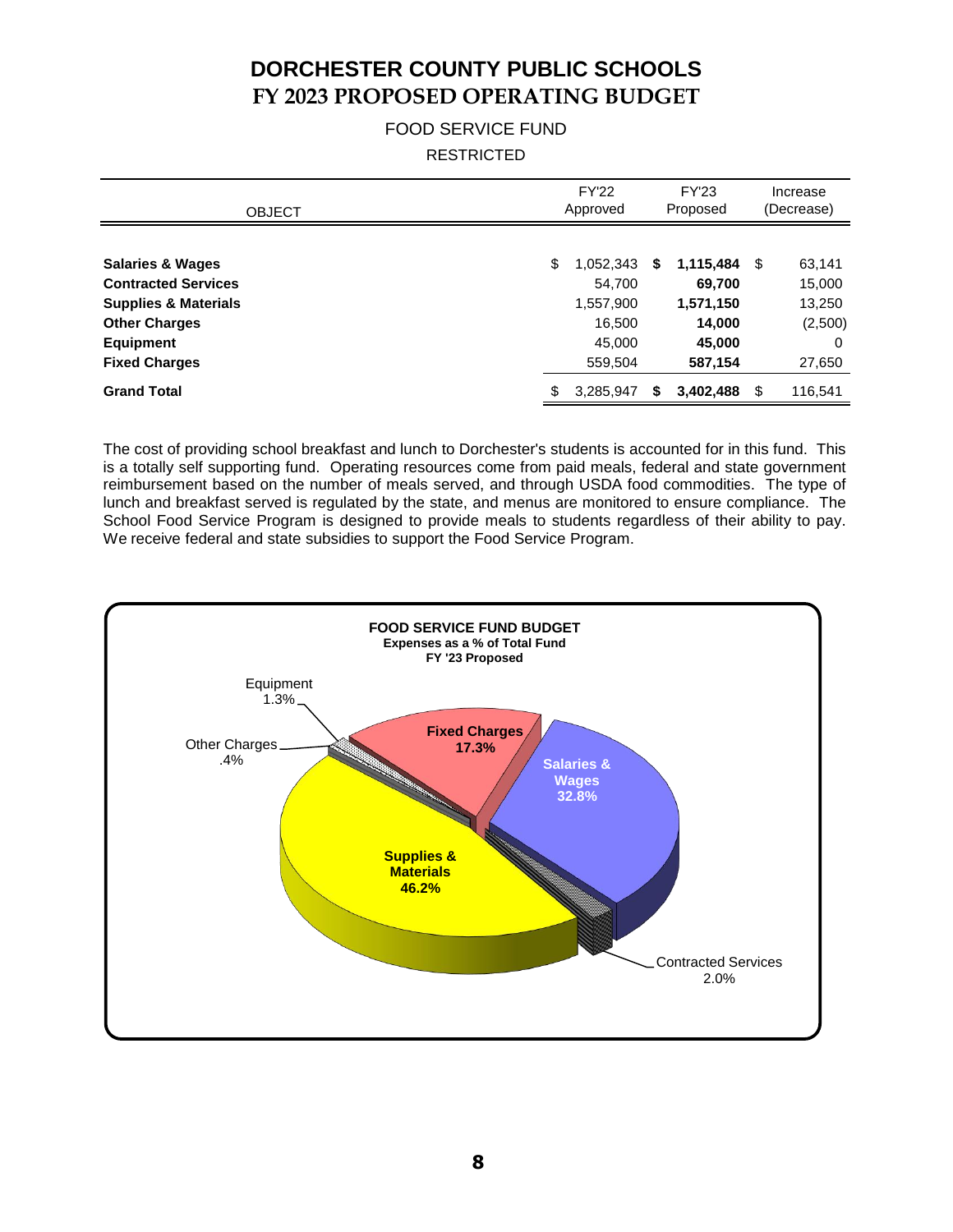# DORCHESTER COUNTY PUBLIC SCHOOLS
# FY 2023 PROPOSED OPERATING BUDGET

FOOD SERVICE FUND

RESTRICTED

| OBJECT | FY'22 Approved | FY'23 Proposed | Increase (Decrease) |
|---|---|---|---|
| **Salaries & Wages** | $ 1,052,343 | **$ 1,115,484** | $ 63,141 |
| **Contracted Services** | 54,700 | **69,700** | 15,000 |
| **Supplies & Materials** | 1,557,900 | **1,571,150** | 13,250 |
| **Other Charges** | 16,500 | **14,000** | (2,500) |
| **Equipment** | 45,000 | **45,000** | 0 |
| **Fixed Charges** | 559,504 | **587,154** | 27,650 |
| **Grand Total** | $ 3,285,947 | **$ 3,402,488** | $ 116,541 |

The cost of providing school breakfast and lunch to Dorchester's students is accounted for in this fund. This is a totally self supporting fund. Operating resources come from paid meals, federal and state government reimbursement based on the number of meals served, and through USDA food commodities. The type of lunch and breakfast served is regulated by the state, and menus are monitored to ensure compliance. The School Food Service Program is designed to provide meals to students regardless of their ability to pay. We receive federal and state subsidies to support the Food Service Program.

**FOOD SERVICE FUND BUDGET**
**Expenses as a % of Total Fund**
**FY '23 Proposed**

| Category | % |
|---|---|
| Supplies & Materials | 46.2% |
| Salaries & Wages | 32.8% |
| Fixed Charges | 17.3% |
| Contracted Services | 2.0% |
| Equipment | 1.3% |
| Other Charges | .4% |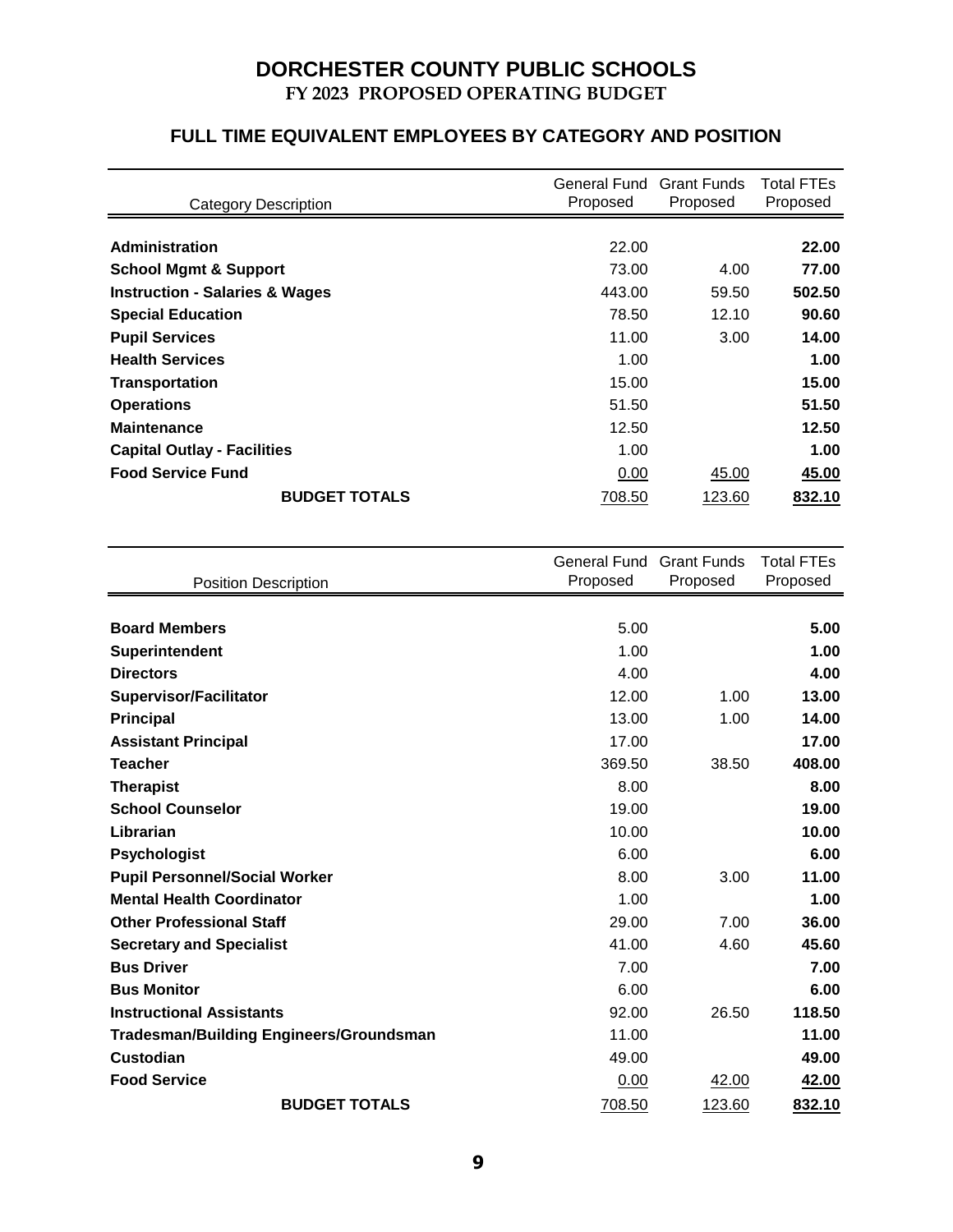# DORCHESTER COUNTY PUBLIC SCHOOLS

## FY 2023 PROPOSED OPERATING BUDGET

### FULL TIME EQUIVALENT EMPLOYEES BY CATEGORY AND POSITION

| Category Description | General Fund Proposed | Grant Funds Proposed | Total FTEs Proposed |
|---|---|---|---|
| **Administration** | 22.00 | | **22.00** |
| **School Mgmt & Support** | 73.00 | 4.00 | **77.00** |
| **Instruction - Salaries & Wages** | 443.00 | 59.50 | **502.50** |
| **Special Education** | 78.50 | 12.10 | **90.60** |
| **Pupil Services** | 11.00 | 3.00 | **14.00** |
| **Health Services** | 1.00 | | **1.00** |
| **Transportation** | 15.00 | | **15.00** |
| **Operations** | 51.50 | | **51.50** |
| **Maintenance** | 12.50 | | **12.50** |
| **Capital Outlay - Facilities** | 1.00 | | **1.00** |
| **Food Service Fund** | 0.00 | 45.00 | **45.00** |
| **BUDGET TOTALS** | 708.50 | 123.60 | **832.10** |

| Position Description | General Fund Proposed | Grant Funds Proposed | Total FTEs Proposed |
|---|---|---|---|
| **Board Members** | 5.00 | | **5.00** |
| **Superintendent** | 1.00 | | **1.00** |
| **Directors** | 4.00 | | **4.00** |
| **Supervisor/Facilitator** | 12.00 | 1.00 | **13.00** |
| **Principal** | 13.00 | 1.00 | **14.00** |
| **Assistant Principal** | 17.00 | | **17.00** |
| **Teacher** | 369.50 | 38.50 | **408.00** |
| **Therapist** | 8.00 | | **8.00** |
| **School Counselor** | 19.00 | | **19.00** |
| **Librarian** | 10.00 | | **10.00** |
| **Psychologist** | 6.00 | | **6.00** |
| **Pupil Personnel/Social Worker** | 8.00 | 3.00 | **11.00** |
| **Mental Health Coordinator** | 1.00 | | **1.00** |
| **Other Professional Staff** | 29.00 | 7.00 | **36.00** |
| **Secretary and Specialist** | 41.00 | 4.60 | **45.60** |
| **Bus Driver** | 7.00 | | **7.00** |
| **Bus Monitor** | 6.00 | | **6.00** |
| **Instructional Assistants** | 92.00 | 26.50 | **118.50** |
| **Tradesman/Building Engineers/Groundsman** | 11.00 | | **11.00** |
| **Custodian** | 49.00 | | **49.00** |
| **Food Service** | 0.00 | 42.00 | **42.00** |
| **BUDGET TOTALS** | 708.50 | 123.60 | **832.10** |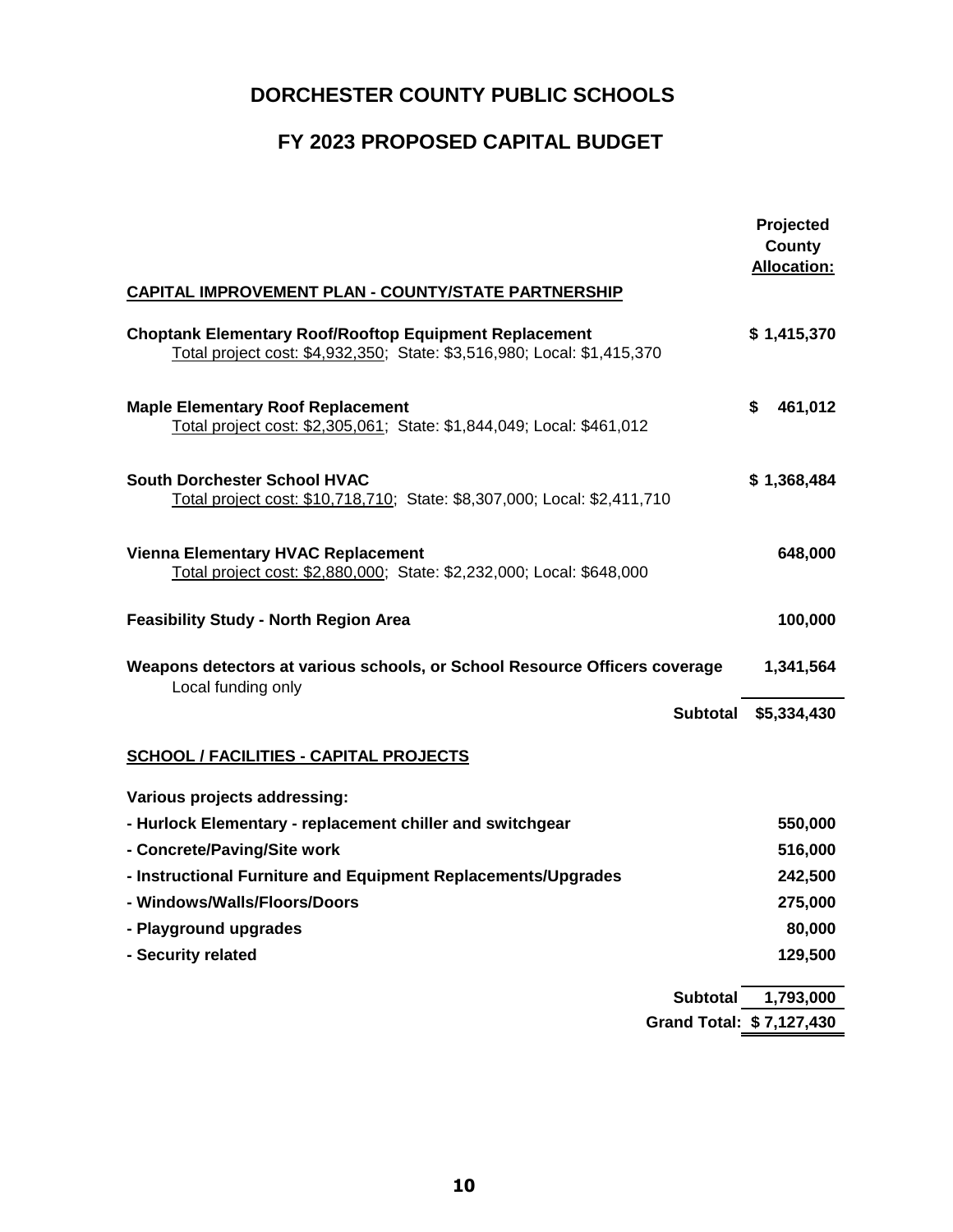# DORCHESTER COUNTY PUBLIC SCHOOLS

## FY 2023 PROPOSED CAPITAL BUDGET

| | Projected County Allocation: |
|---|---|
| **CAPITAL IMPROVEMENT PLAN - COUNTY/STATE PARTNERSHIP** | |
| **Choptank Elementary Roof/Rooftop Equipment Replacement**<br>Total project cost: $4,932,350; State: $3,516,980; Local: $1,415,370 | **$ 1,415,370** |
| **Maple Elementary Roof Replacement**<br>Total project cost: $2,305,061; State: $1,844,049; Local: $461,012 | **$ 461,012** |
| **South Dorchester School HVAC**<br>Total project cost: $10,718,710; State: $8,307,000; Local: $2,411,710 | **$ 1,368,484** |
| **Vienna Elementary HVAC Replacement**<br>Total project cost: $2,880,000; State: $2,232,000; Local: $648,000 | **648,000** |
| **Feasibility Study - North Region Area** | **100,000** |
| **Weapons detectors at various schools, or School Resource Officers coverage**<br>Local funding only | **1,341,564** |
| **Subtotal** | **$5,334,430** |
| **SCHOOL / FACILITIES - CAPITAL PROJECTS** | |
| **Various projects addressing:** | |
| **- Hurlock Elementary - replacement chiller and switchgear** | **550,000** |
| **- Concrete/Paving/Site work** | **516,000** |
| **- Instructional Furniture and Equipment Replacements/Upgrades** | **242,500** |
| **- Windows/Walls/Floors/Doors** | **275,000** |
| **- Playground upgrades** | **80,000** |
| **- Security related** | **129,500** |
| **Subtotal** | **1,793,000** |
| **Grand Total:** | **$ 7,127,430** |